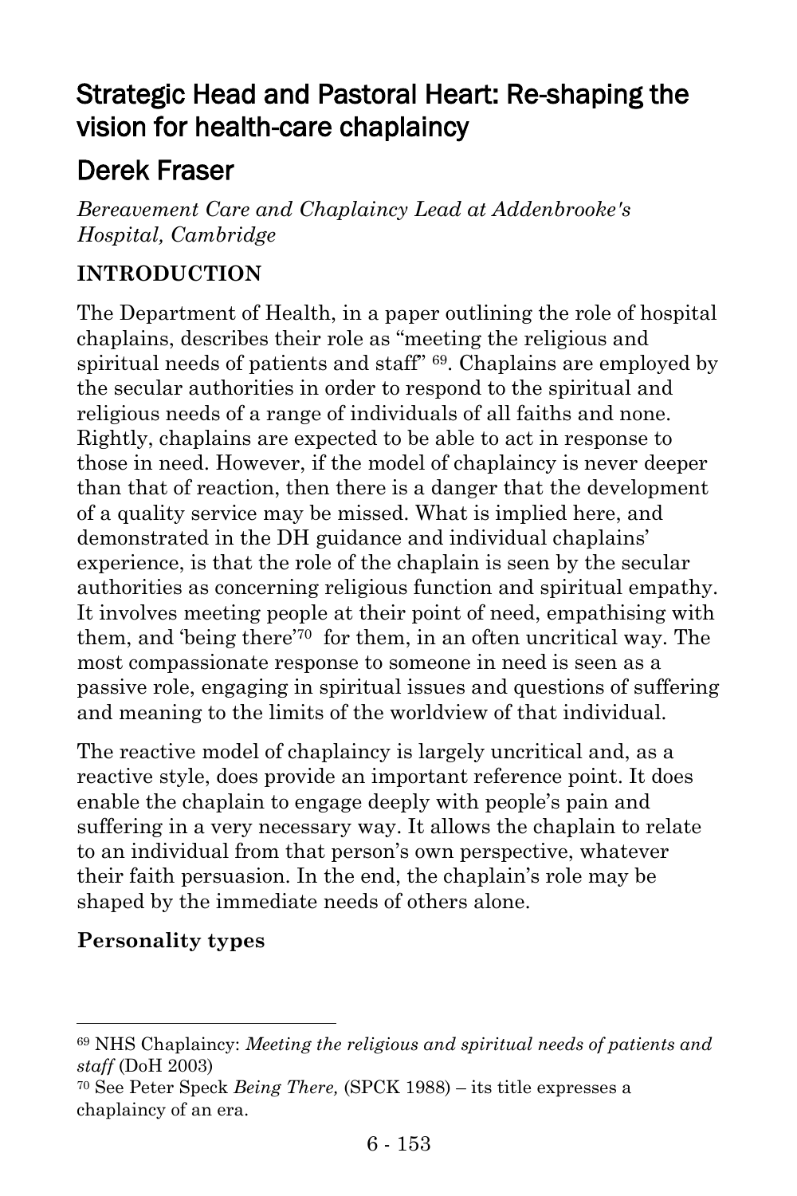# Strategic Head and Pastoral Heart: Re-shaping the vision for health-care chaplaincy

## Derek Fraser

*Bereavement Care and Chaplaincy Lead at Addenbrooke's Hospital, Cambridge*

**INTRODUCTION**

The Department of Health, in a paper outlining the role of hospital chaplains, describes their role as "meeting the religious and spiritual needs of patients and staff" [69]. Chaplains are employed by the secular authorities in order to respond to the spiritual and religious needs of a range of individuals of all faiths and none. Rightly, chaplains are expected to be able to act in response to those in need. However, if the model of chaplaincy is never deeper than that of reaction, then there is a danger that the development of a quality service may be missed. What is implied here, and demonstrated in the DH guidance and individual chaplains' experience, is that the role of the chaplain is seen by the secular authorities as concerning religious function and spiritual empathy. It involves meeting people at their point of need, empathising with them, and 'being there'[70] for them, in an often uncritical way. The most compassionate response to someone in need is seen as a passive role, engaging in spiritual issues and questions of suffering and meaning to the limits of the worldview of that individual.

The reactive model of chaplaincy is largely uncritical and, as a reactive style, does provide an important reference point. It does enable the chaplain to engage deeply with people's pain and suffering in a very necessary way. It allows the chaplain to relate to an individual from that person's own perspective, whatever their faith persuasion. In the end, the chaplain's role may be shaped by the immediate needs of others alone.

**Personality types**

---

[69] NHS Chaplaincy: *Meeting the religious and spiritual needs of patients and staff* (DoH 2003)

[70] See Peter Speck *Being There,* (SPCK 1988) – its title expresses a chaplaincy of an era.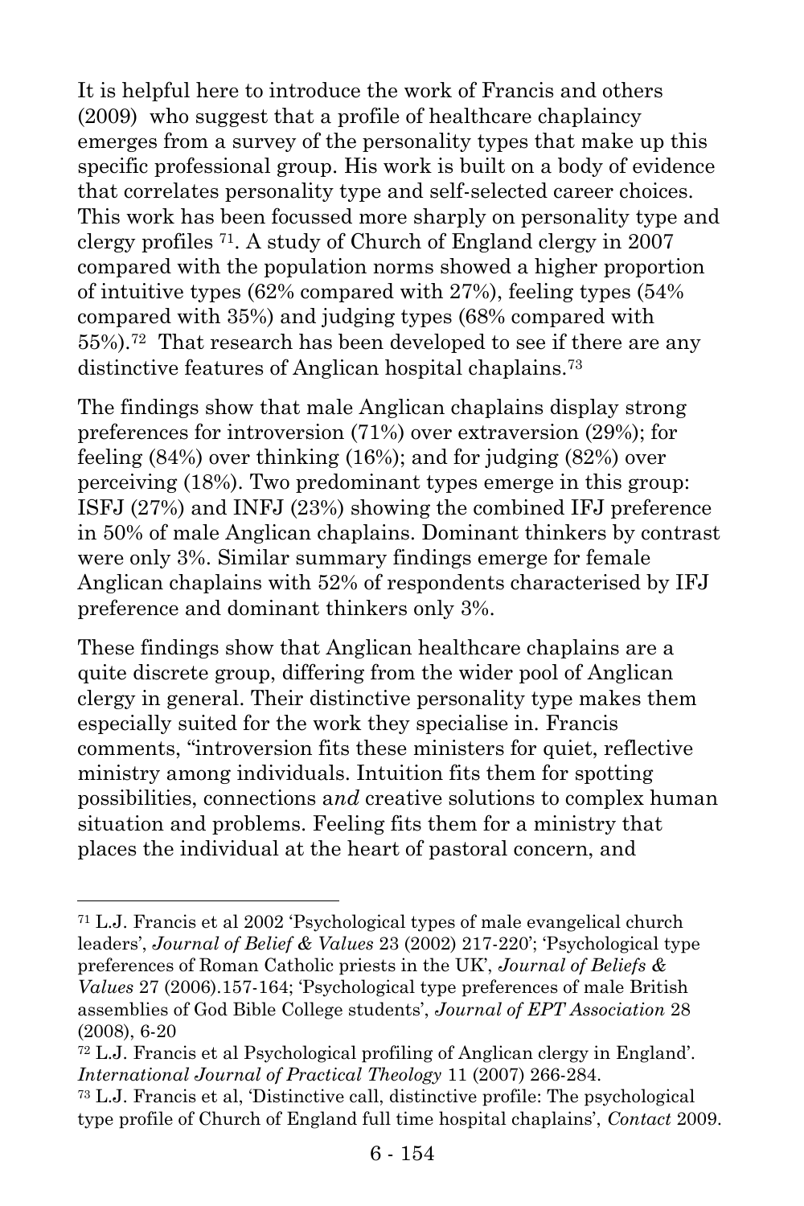It is helpful here to introduce the work of Francis and others (2009) who suggest that a profile of healthcare chaplaincy emerges from a survey of the personality types that make up this specific professional group. His work is built on a body of evidence that correlates personality type and self-selected career choices. This work has been focussed more sharply on personality type and clergy profiles [71]. A study of Church of England clergy in 2007 compared with the population norms showed a higher proportion of intuitive types (62% compared with 27%), feeling types (54% compared with 35%) and judging types (68% compared with 55%).[72] That research has been developed to see if there are any distinctive features of Anglican hospital chaplains.[73]

The findings show that male Anglican chaplains display strong preferences for introversion (71%) over extraversion (29%); for feeling (84%) over thinking (16%); and for judging (82%) over perceiving (18%). Two predominant types emerge in this group: ISFJ (27%) and INFJ (23%) showing the combined IFJ preference in 50% of male Anglican chaplains. Dominant thinkers by contrast were only 3%. Similar summary findings emerge for female Anglican chaplains with 52% of respondents characterised by IFJ preference and dominant thinkers only 3%.

These findings show that Anglican healthcare chaplains are a quite discrete group, differing from the wider pool of Anglican clergy in general. Their distinctive personality type makes them especially suited for the work they specialise in. Francis comments, "introversion fits these ministers for quiet, reflective ministry among individuals. Intuition fits them for spotting possibilities, connections a*nd* creative solutions to complex human situation and problems. Feeling fits them for a ministry that places the individual at the heart of pastoral concern, and

---

[71] L.J. Francis et al 2002 'Psychological types of male evangelical church leaders', *Journal of Belief & Values* 23 (2002) 217-220'; 'Psychological type preferences of Roman Catholic priests in the UK', *Journal of Beliefs & Values* 27 (2006).157-164; 'Psychological type preferences of male British assemblies of God Bible College students', *Journal of EPT Association* 28 (2008), 6-20

[72] L.J. Francis et al Psychological profiling of Anglican clergy in England'. *International Journal of Practical Theology* 11 (2007) 266-284.

[73] L.J. Francis et al, 'Distinctive call, distinctive profile: The psychological type profile of Church of England full time hospital chaplains', *Contact* 2009.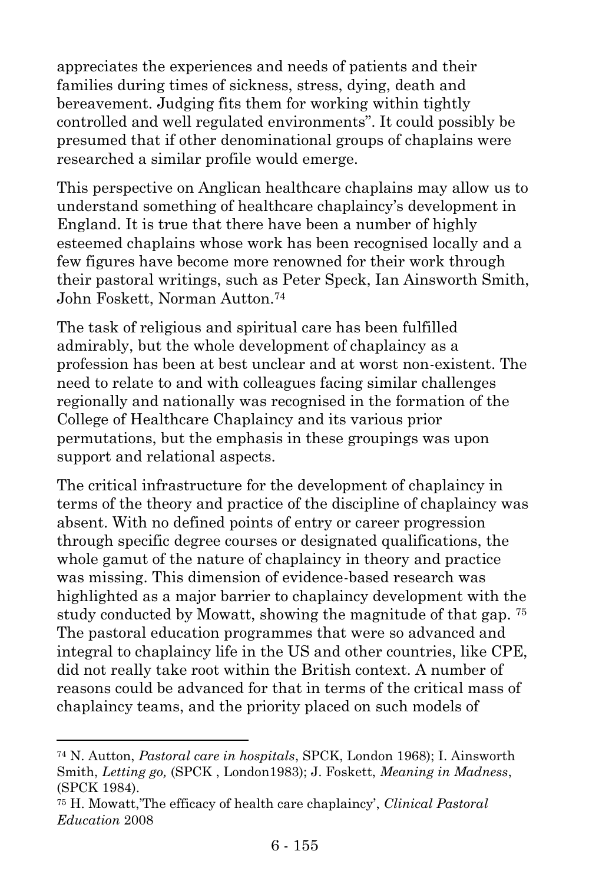appreciates the experiences and needs of patients and their families during times of sickness, stress, dying, death and bereavement. Judging fits them for working within tightly controlled and well regulated environments". It could possibly be presumed that if other denominational groups of chaplains were researched a similar profile would emerge.

This perspective on Anglican healthcare chaplains may allow us to understand something of healthcare chaplaincy's development in England. It is true that there have been a number of highly esteemed chaplains whose work has been recognised locally and a few figures have become more renowned for their work through their pastoral writings, such as Peter Speck, Ian Ainsworth Smith, John Foskett, Norman Autton.[74]

The task of religious and spiritual care has been fulfilled admirably, but the whole development of chaplaincy as a profession has been at best unclear and at worst non-existent. The need to relate to and with colleagues facing similar challenges regionally and nationally was recognised in the formation of the College of Healthcare Chaplaincy and its various prior permutations, but the emphasis in these groupings was upon support and relational aspects.

The critical infrastructure for the development of chaplaincy in terms of the theory and practice of the discipline of chaplaincy was absent. With no defined points of entry or career progression through specific degree courses or designated qualifications, the whole gamut of the nature of chaplaincy in theory and practice was missing. This dimension of evidence-based research was highlighted as a major barrier to chaplaincy development with the study conducted by Mowatt, showing the magnitude of that gap. [75] The pastoral education programmes that were so advanced and integral to chaplaincy life in the US and other countries, like CPE, did not really take root within the British context. A number of reasons could be advanced for that in terms of the critical mass of chaplaincy teams, and the priority placed on such models of

---

[74] N. Autton, *Pastoral care in hospitals*, SPCK, London 1968); I. Ainsworth Smith, *Letting go,* (SPCK , London1983); J. Foskett, *Meaning in Madness*, (SPCK 1984).

[75] H. Mowatt,'The efficacy of health care chaplaincy', *Clinical Pastoral Education* 2008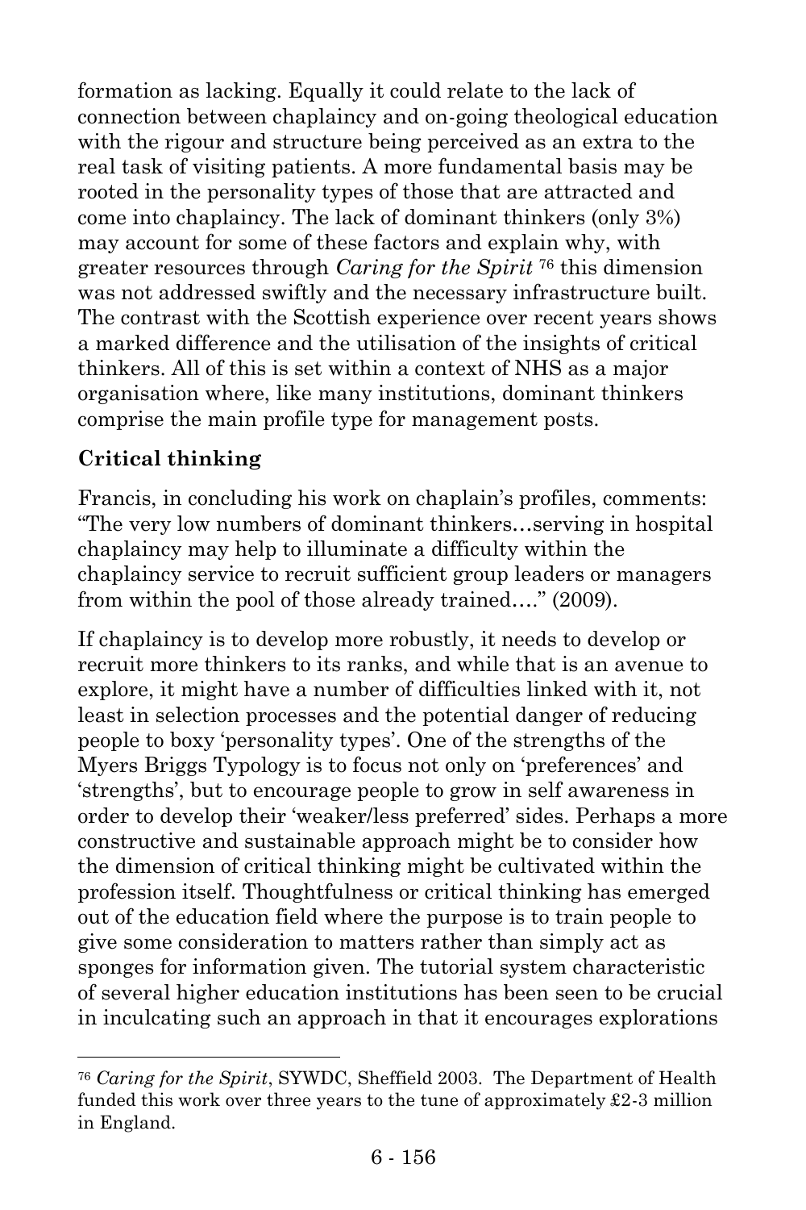formation as lacking. Equally it could relate to the lack of connection between chaplaincy and on-going theological education with the rigour and structure being perceived as an extra to the real task of visiting patients. A more fundamental basis may be rooted in the personality types of those that are attracted and come into chaplaincy. The lack of dominant thinkers (only 3%) may account for some of these factors and explain why, with greater resources through *Caring for the Spirit* [76] this dimension was not addressed swiftly and the necessary infrastructure built. The contrast with the Scottish experience over recent years shows a marked difference and the utilisation of the insights of critical thinkers. All of this is set within a context of NHS as a major organisation where, like many institutions, dominant thinkers comprise the main profile type for management posts.

**Critical thinking**

Francis, in concluding his work on chaplain's profiles, comments: "The very low numbers of dominant thinkers…serving in hospital chaplaincy may help to illuminate a difficulty within the chaplaincy service to recruit sufficient group leaders or managers from within the pool of those already trained…." (2009).

If chaplaincy is to develop more robustly, it needs to develop or recruit more thinkers to its ranks, and while that is an avenue to explore, it might have a number of difficulties linked with it, not least in selection processes and the potential danger of reducing people to boxy 'personality types'. One of the strengths of the Myers Briggs Typology is to focus not only on 'preferences' and 'strengths', but to encourage people to grow in self awareness in order to develop their 'weaker/less preferred' sides. Perhaps a more constructive and sustainable approach might be to consider how the dimension of critical thinking might be cultivated within the profession itself. Thoughtfulness or critical thinking has emerged out of the education field where the purpose is to train people to give some consideration to matters rather than simply act as sponges for information given. The tutorial system characteristic of several higher education institutions has been seen to be crucial in inculcating such an approach in that it encourages explorations

[76] *Caring for the Spirit*, SYWDC, Sheffield 2003. The Department of Health funded this work over three years to the tune of approximately £2-3 million in England.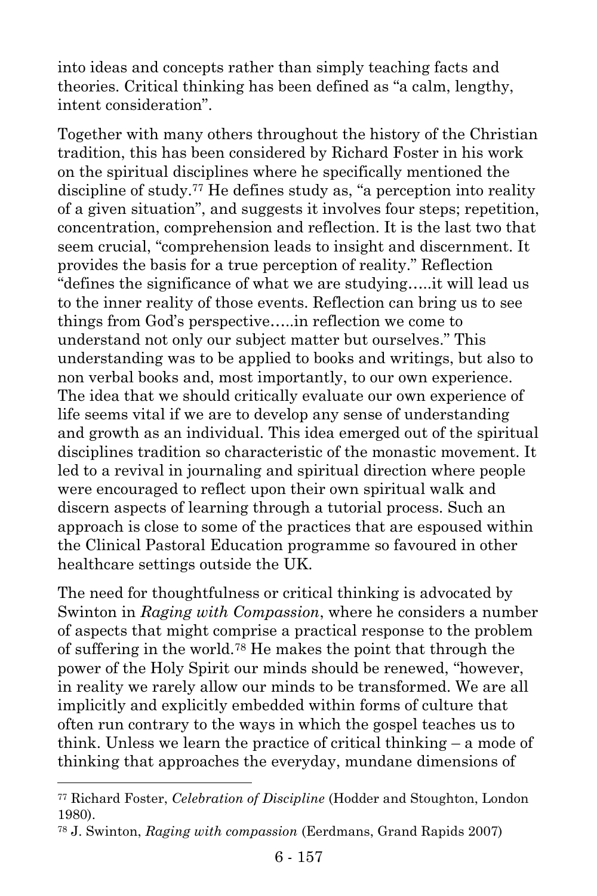into ideas and concepts rather than simply teaching facts and theories. Critical thinking has been defined as "a calm, lengthy, intent consideration".

Together with many others throughout the history of the Christian tradition, this has been considered by Richard Foster in his work on the spiritual disciplines where he specifically mentioned the discipline of study.[77] He defines study as, "a perception into reality of a given situation", and suggests it involves four steps; repetition, concentration, comprehension and reflection. It is the last two that seem crucial, "comprehension leads to insight and discernment. It provides the basis for a true perception of reality." Reflection "defines the significance of what we are studying…..it will lead us to the inner reality of those events. Reflection can bring us to see things from God's perspective…..in reflection we come to understand not only our subject matter but ourselves." This understanding was to be applied to books and writings, but also to non verbal books and, most importantly, to our own experience. The idea that we should critically evaluate our own experience of life seems vital if we are to develop any sense of understanding and growth as an individual. This idea emerged out of the spiritual disciplines tradition so characteristic of the monastic movement. It led to a revival in journaling and spiritual direction where people were encouraged to reflect upon their own spiritual walk and discern aspects of learning through a tutorial process. Such an approach is close to some of the practices that are espoused within the Clinical Pastoral Education programme so favoured in other healthcare settings outside the UK.

The need for thoughtfulness or critical thinking is advocated by Swinton in *Raging with Compassion*, where he considers a number of aspects that might comprise a practical response to the problem of suffering in the world.[78] He makes the point that through the power of the Holy Spirit our minds should be renewed, "however, in reality we rarely allow our minds to be transformed. We are all implicitly and explicitly embedded within forms of culture that often run contrary to the ways in which the gospel teaches us to think. Unless we learn the practice of critical thinking – a mode of thinking that approaches the everyday, mundane dimensions of

---

[77] Richard Foster, *Celebration of Discipline* (Hodder and Stoughton, London 1980).

[78] J. Swinton, *Raging with compassion* (Eerdmans, Grand Rapids 2007)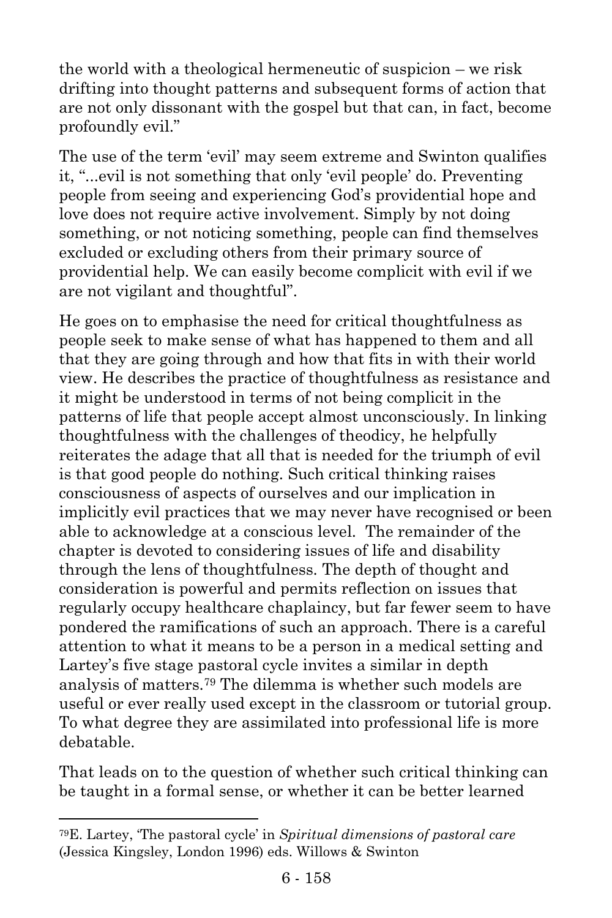the world with a theological hermeneutic of suspicion – we risk drifting into thought patterns and subsequent forms of action that are not only dissonant with the gospel but that can, in fact, become profoundly evil."

The use of the term 'evil' may seem extreme and Swinton qualifies it, "...evil is not something that only 'evil people' do. Preventing people from seeing and experiencing God's providential hope and love does not require active involvement. Simply by not doing something, or not noticing something, people can find themselves excluded or excluding others from their primary source of providential help. We can easily become complicit with evil if we are not vigilant and thoughtful".

He goes on to emphasise the need for critical thoughtfulness as people seek to make sense of what has happened to them and all that they are going through and how that fits in with their world view. He describes the practice of thoughtfulness as resistance and it might be understood in terms of not being complicit in the patterns of life that people accept almost unconsciously. In linking thoughtfulness with the challenges of theodicy, he helpfully reiterates the adage that all that is needed for the triumph of evil is that good people do nothing. Such critical thinking raises consciousness of aspects of ourselves and our implication in implicitly evil practices that we may never have recognised or been able to acknowledge at a conscious level. The remainder of the chapter is devoted to considering issues of life and disability through the lens of thoughtfulness. The depth of thought and consideration is powerful and permits reflection on issues that regularly occupy healthcare chaplaincy, but far fewer seem to have pondered the ramifications of such an approach. There is a careful attention to what it means to be a person in a medical setting and Lartey's five stage pastoral cycle invites a similar in depth analysis of matters.[79] The dilemma is whether such models are useful or ever really used except in the classroom or tutorial group. To what degree they are assimilated into professional life is more debatable.

That leads on to the question of whether such critical thinking can be taught in a formal sense, or whether it can be better learned

[79] E. Lartey, 'The pastoral cycle' in *Spiritual dimensions of pastoral care* (Jessica Kingsley, London 1996) eds. Willows & Swinton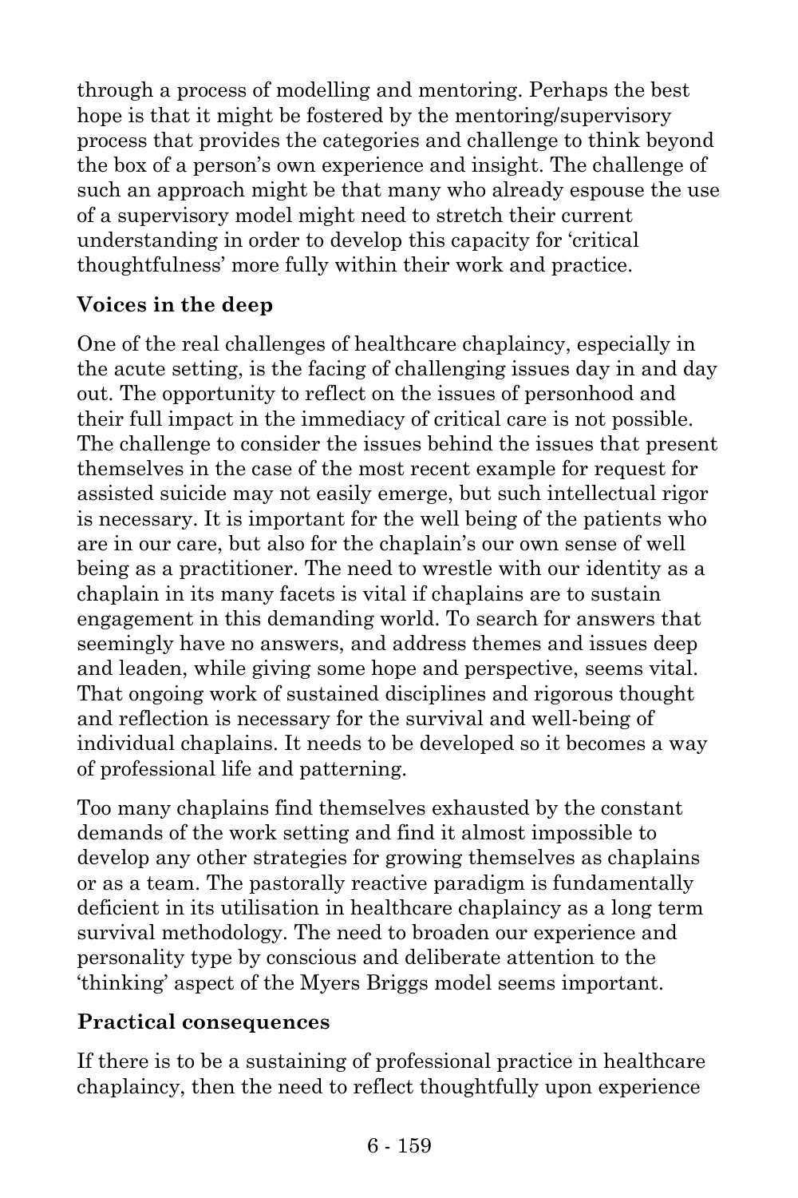through a process of modelling and mentoring. Perhaps the best hope is that it might be fostered by the mentoring/supervisory process that provides the categories and challenge to think beyond the box of a person's own experience and insight. The challenge of such an approach might be that many who already espouse the use of a supervisory model might need to stretch their current understanding in order to develop this capacity for 'critical thoughtfulness' more fully within their work and practice.

**Voices in the deep**

One of the real challenges of healthcare chaplaincy, especially in the acute setting, is the facing of challenging issues day in and day out. The opportunity to reflect on the issues of personhood and their full impact in the immediacy of critical care is not possible. The challenge to consider the issues behind the issues that present themselves in the case of the most recent example for request for assisted suicide may not easily emerge, but such intellectual rigor is necessary. It is important for the well being of the patients who are in our care, but also for the chaplain's our own sense of well being as a practitioner. The need to wrestle with our identity as a chaplain in its many facets is vital if chaplains are to sustain engagement in this demanding world. To search for answers that seemingly have no answers, and address themes and issues deep and leaden, while giving some hope and perspective, seems vital. That ongoing work of sustained disciplines and rigorous thought and reflection is necessary for the survival and well-being of individual chaplains. It needs to be developed so it becomes a way of professional life and patterning.

Too many chaplains find themselves exhausted by the constant demands of the work setting and find it almost impossible to develop any other strategies for growing themselves as chaplains or as a team. The pastorally reactive paradigm is fundamentally deficient in its utilisation in healthcare chaplaincy as a long term survival methodology. The need to broaden our experience and personality type by conscious and deliberate attention to the 'thinking' aspect of the Myers Briggs model seems important.

**Practical consequences**

If there is to be a sustaining of professional practice in healthcare chaplaincy, then the need to reflect thoughtfully upon experience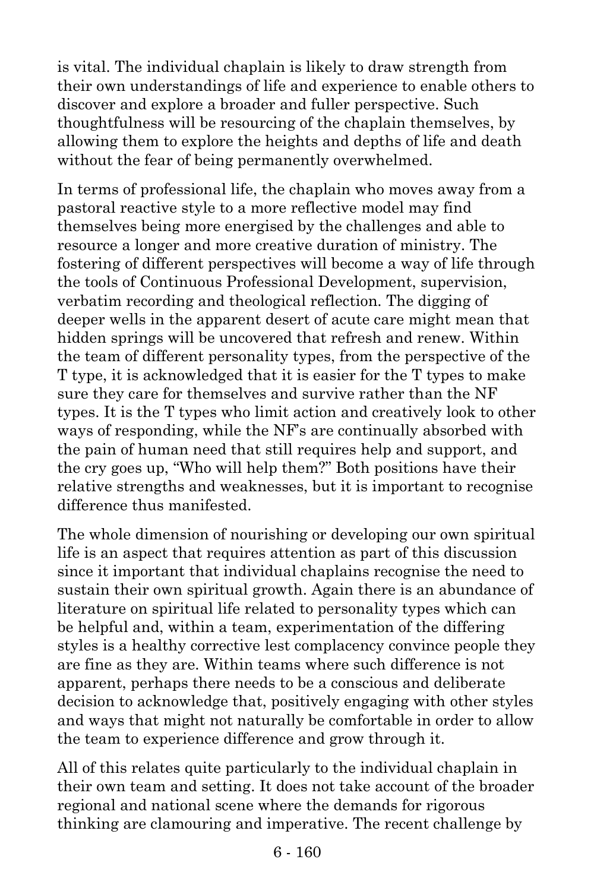is vital. The individual chaplain is likely to draw strength from their own understandings of life and experience to enable others to discover and explore a broader and fuller perspective. Such thoughtfulness will be resourcing of the chaplain themselves, by allowing them to explore the heights and depths of life and death without the fear of being permanently overwhelmed.

In terms of professional life, the chaplain who moves away from a pastoral reactive style to a more reflective model may find themselves being more energised by the challenges and able to resource a longer and more creative duration of ministry. The fostering of different perspectives will become a way of life through the tools of Continuous Professional Development, supervision, verbatim recording and theological reflection. The digging of deeper wells in the apparent desert of acute care might mean that hidden springs will be uncovered that refresh and renew. Within the team of different personality types, from the perspective of the T type, it is acknowledged that it is easier for the T types to make sure they care for themselves and survive rather than the NF types. It is the T types who limit action and creatively look to other ways of responding, while the NF's are continually absorbed with the pain of human need that still requires help and support, and the cry goes up, "Who will help them?" Both positions have their relative strengths and weaknesses, but it is important to recognise difference thus manifested.

The whole dimension of nourishing or developing our own spiritual life is an aspect that requires attention as part of this discussion since it important that individual chaplains recognise the need to sustain their own spiritual growth. Again there is an abundance of literature on spiritual life related to personality types which can be helpful and, within a team, experimentation of the differing styles is a healthy corrective lest complacency convince people they are fine as they are. Within teams where such difference is not apparent, perhaps there needs to be a conscious and deliberate decision to acknowledge that, positively engaging with other styles and ways that might not naturally be comfortable in order to allow the team to experience difference and grow through it.

All of this relates quite particularly to the individual chaplain in their own team and setting. It does not take account of the broader regional and national scene where the demands for rigorous thinking are clamouring and imperative. The recent challenge by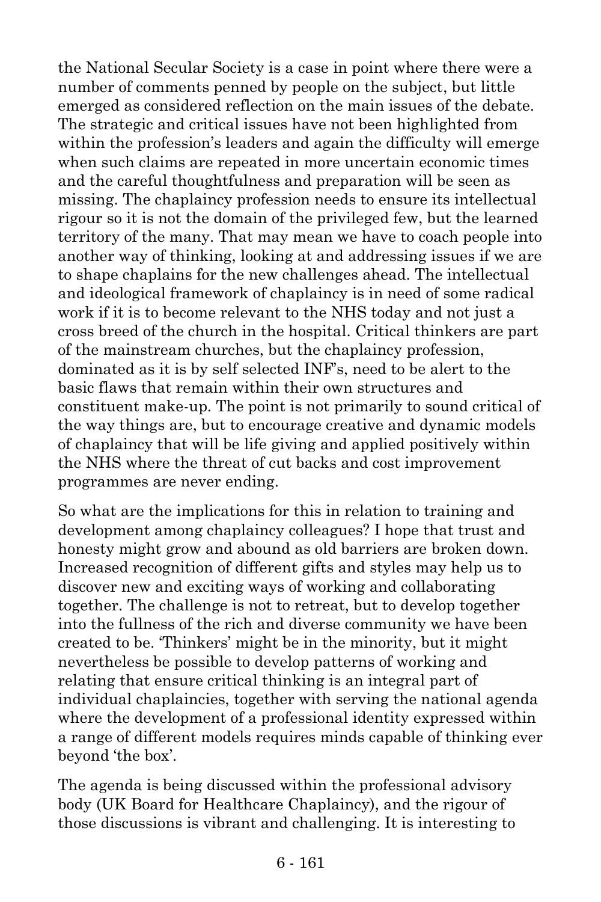the National Secular Society is a case in point where there were a number of comments penned by people on the subject, but little emerged as considered reflection on the main issues of the debate. The strategic and critical issues have not been highlighted from within the profession's leaders and again the difficulty will emerge when such claims are repeated in more uncertain economic times and the careful thoughtfulness and preparation will be seen as missing. The chaplaincy profession needs to ensure its intellectual rigour so it is not the domain of the privileged few, but the learned territory of the many. That may mean we have to coach people into another way of thinking, looking at and addressing issues if we are to shape chaplains for the new challenges ahead. The intellectual and ideological framework of chaplaincy is in need of some radical work if it is to become relevant to the NHS today and not just a cross breed of the church in the hospital. Critical thinkers are part of the mainstream churches, but the chaplaincy profession, dominated as it is by self selected INF's, need to be alert to the basic flaws that remain within their own structures and constituent make-up. The point is not primarily to sound critical of the way things are, but to encourage creative and dynamic models of chaplaincy that will be life giving and applied positively within the NHS where the threat of cut backs and cost improvement programmes are never ending.

So what are the implications for this in relation to training and development among chaplaincy colleagues? I hope that trust and honesty might grow and abound as old barriers are broken down. Increased recognition of different gifts and styles may help us to discover new and exciting ways of working and collaborating together. The challenge is not to retreat, but to develop together into the fullness of the rich and diverse community we have been created to be. 'Thinkers' might be in the minority, but it might nevertheless be possible to develop patterns of working and relating that ensure critical thinking is an integral part of individual chaplaincies, together with serving the national agenda where the development of a professional identity expressed within a range of different models requires minds capable of thinking ever beyond 'the box'.

The agenda is being discussed within the professional advisory body (UK Board for Healthcare Chaplaincy), and the rigour of those discussions is vibrant and challenging. It is interesting to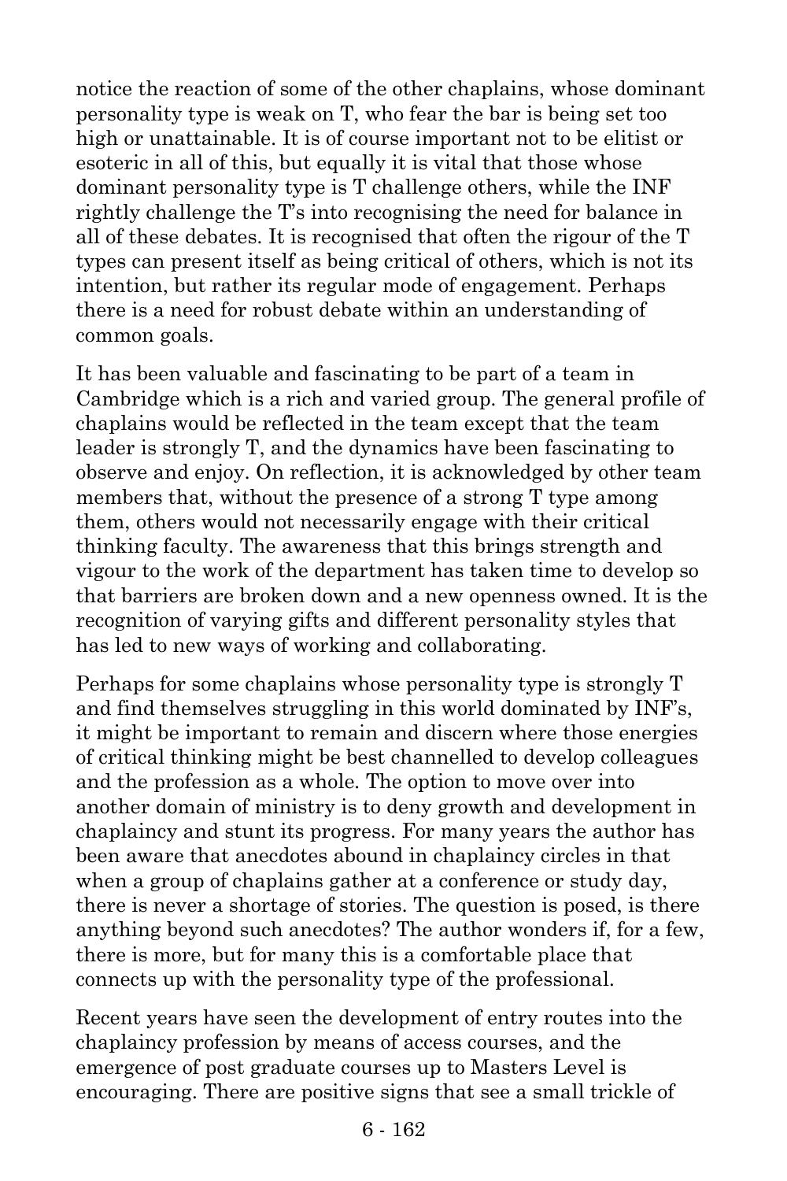notice the reaction of some of the other chaplains, whose dominant personality type is weak on T, who fear the bar is being set too high or unattainable. It is of course important not to be elitist or esoteric in all of this, but equally it is vital that those whose dominant personality type is T challenge others, while the INF rightly challenge the T's into recognising the need for balance in all of these debates. It is recognised that often the rigour of the T types can present itself as being critical of others, which is not its intention, but rather its regular mode of engagement. Perhaps there is a need for robust debate within an understanding of common goals.

It has been valuable and fascinating to be part of a team in Cambridge which is a rich and varied group. The general profile of chaplains would be reflected in the team except that the team leader is strongly T, and the dynamics have been fascinating to observe and enjoy. On reflection, it is acknowledged by other team members that, without the presence of a strong T type among them, others would not necessarily engage with their critical thinking faculty. The awareness that this brings strength and vigour to the work of the department has taken time to develop so that barriers are broken down and a new openness owned. It is the recognition of varying gifts and different personality styles that has led to new ways of working and collaborating.

Perhaps for some chaplains whose personality type is strongly T and find themselves struggling in this world dominated by INF's, it might be important to remain and discern where those energies of critical thinking might be best channelled to develop colleagues and the profession as a whole. The option to move over into another domain of ministry is to deny growth and development in chaplaincy and stunt its progress. For many years the author has been aware that anecdotes abound in chaplaincy circles in that when a group of chaplains gather at a conference or study day, there is never a shortage of stories. The question is posed, is there anything beyond such anecdotes? The author wonders if, for a few, there is more, but for many this is a comfortable place that connects up with the personality type of the professional.

Recent years have seen the development of entry routes into the chaplaincy profession by means of access courses, and the emergence of post graduate courses up to Masters Level is encouraging. There are positive signs that see a small trickle of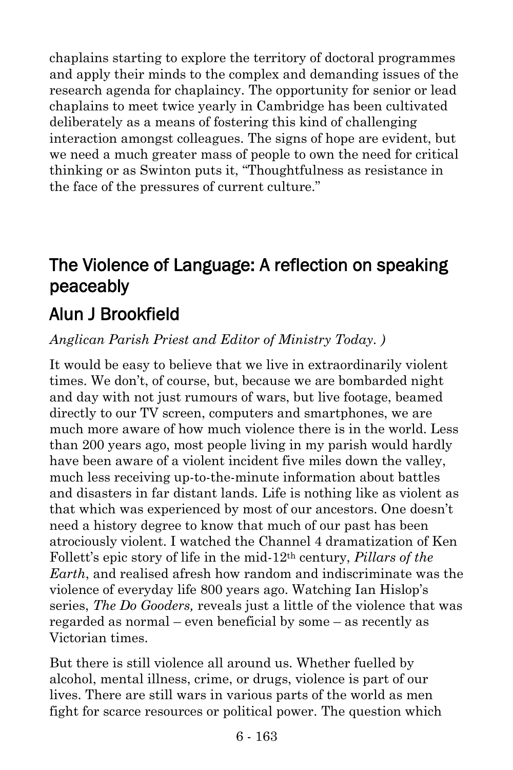chaplains starting to explore the territory of doctoral programmes and apply their minds to the complex and demanding issues of the research agenda for chaplaincy. The opportunity for senior or lead chaplains to meet twice yearly in Cambridge has been cultivated deliberately as a means of fostering this kind of challenging interaction amongst colleagues. The signs of hope are evident, but we need a much greater mass of people to own the need for critical thinking or as Swinton puts it, "Thoughtfulness as resistance in the face of the pressures of current culture."

## The Violence of Language: A reflection on speaking peaceably

## Alun J Brookfield

*Anglican Parish Priest and Editor of Ministry Today. )*

It would be easy to believe that we live in extraordinarily violent times. We don't, of course, but, because we are bombarded night and day with not just rumours of wars, but live footage, beamed directly to our TV screen, computers and smartphones, we are much more aware of how much violence there is in the world. Less than 200 years ago, most people living in my parish would hardly have been aware of a violent incident five miles down the valley, much less receiving up-to-the-minute information about battles and disasters in far distant lands. Life is nothing like as violent as that which was experienced by most of our ancestors. One doesn't need a history degree to know that much of our past has been atrociously violent. I watched the Channel 4 dramatization of Ken Follett's epic story of life in the mid-12th century, *Pillars of the Earth*, and realised afresh how random and indiscriminate was the violence of everyday life 800 years ago. Watching Ian Hislop's series, *The Do Gooders,* reveals just a little of the violence that was regarded as normal – even beneficial by some – as recently as Victorian times.

But there is still violence all around us. Whether fuelled by alcohol, mental illness, crime, or drugs, violence is part of our lives. There are still wars in various parts of the world as men fight for scarce resources or political power. The question which